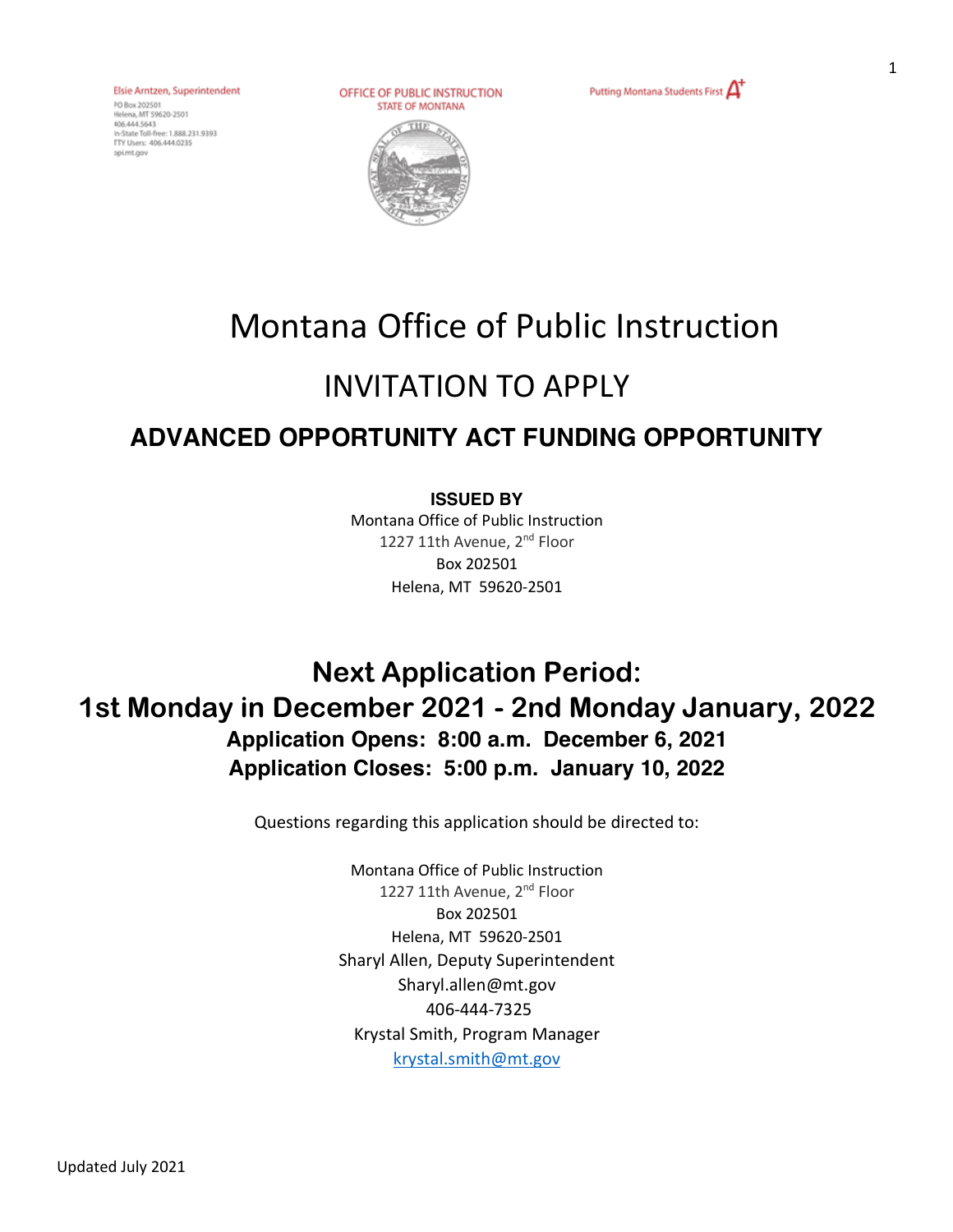Elsie Arntzen, Superintendent
PO Box 202501
Helena, MT 59620-2501
406.444.5643
In-State Toll-free: 1.888.231.9393
TTY Users: 406.444.0235
opi.mt.gov

OFFICE OF PUBLIC INSTRUCTION
STATE OF MONTANA

Putting Montana Students First A+

# Montana Office of Public Instruction

## INVITATION TO APPLY

## ADVANCED OPPORTUNITY ACT FUNDING OPPORTUNITY

**ISSUED BY**
Montana Office of Public Instruction
1227 11th Avenue, 2nd Floor
Box 202501
Helena, MT 59620-2501

## Next Application Period:
## 1st Monday in December 2021 - 2nd Monday January, 2022

**Application Opens: 8:00 a.m. December 6, 2021**
**Application Closes: 5:00 p.m. January 10, 2022**

Questions regarding this application should be directed to:

Montana Office of Public Instruction
1227 11th Avenue, 2nd Floor
Box 202501
Helena, MT 59620-2501
Sharyl Allen, Deputy Superintendent
Sharyl.allen@mt.gov
406-444-7325
Krystal Smith, Program Manager
krystal.smith@mt.gov

Updated July 2021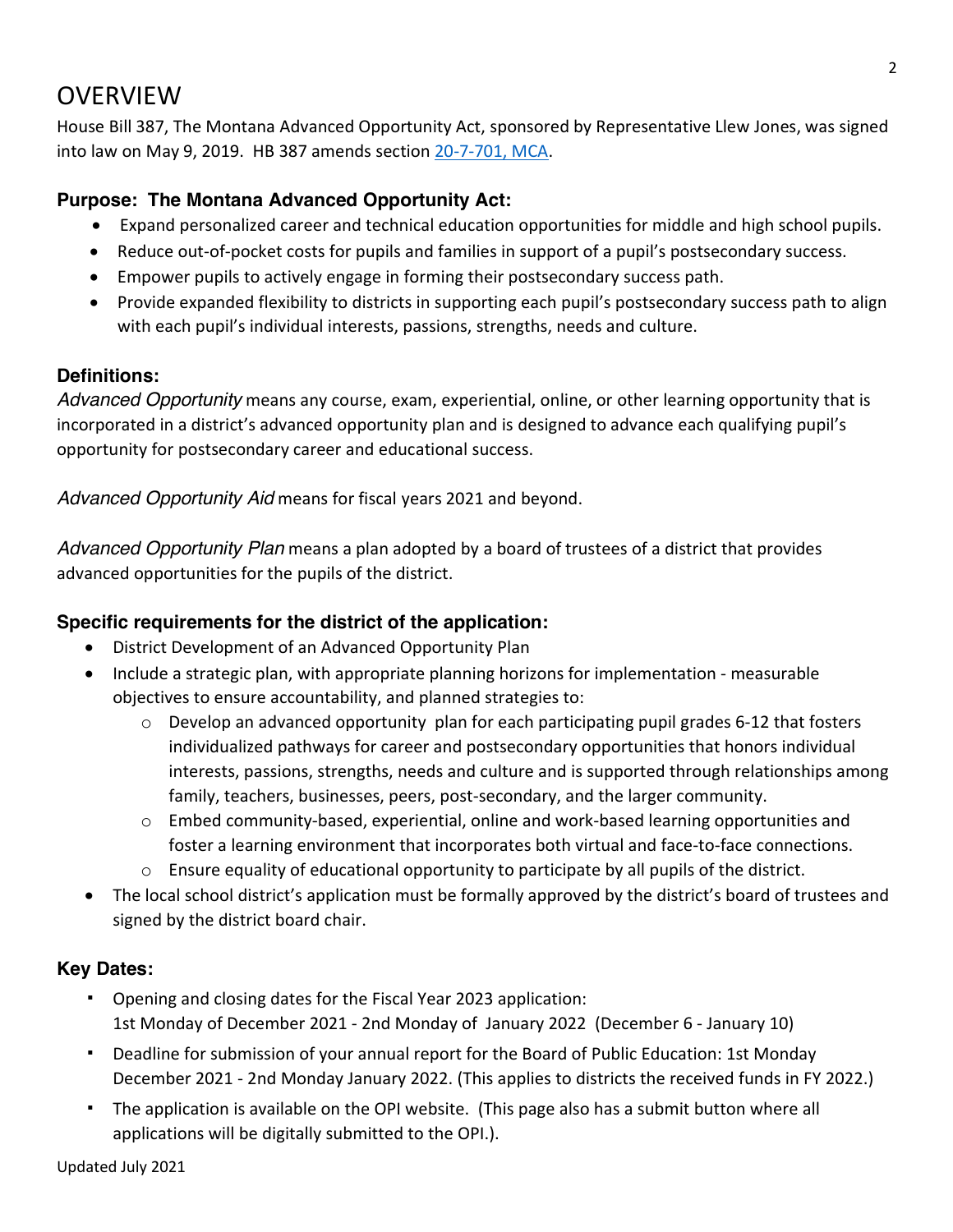# OVERVIEW

House Bill 387, The Montana Advanced Opportunity Act, sponsored by Representative Llew Jones, was signed into law on May 9, 2019. HB 387 amends section [20-7-701, MCA](20-7-701, MCA).

### Purpose: The Montana Advanced Opportunity Act:

- Expand personalized career and technical education opportunities for middle and high school pupils.
- Reduce out-of-pocket costs for pupils and families in support of a pupil's postsecondary success.
- Empower pupils to actively engage in forming their postsecondary success path.
- Provide expanded flexibility to districts in supporting each pupil's postsecondary success path to align with each pupil's individual interests, passions, strengths, needs and culture.

### Definitions:

*Advanced Opportunity* means any course, exam, experiential, online, or other learning opportunity that is incorporated in a district's advanced opportunity plan and is designed to advance each qualifying pupil's opportunity for postsecondary career and educational success.

*Advanced Opportunity Aid* means for fiscal years 2021 and beyond.

*Advanced Opportunity Plan* means a plan adopted by a board of trustees of a district that provides advanced opportunities for the pupils of the district.

### Specific requirements for the district of the application:

- District Development of an Advanced Opportunity Plan
- Include a strategic plan, with appropriate planning horizons for implementation - measurable objectives to ensure accountability, and planned strategies to:
  - Develop an advanced opportunity plan for each participating pupil grades 6-12 that fosters individualized pathways for career and postsecondary opportunities that honors individual interests, passions, strengths, needs and culture and is supported through relationships among family, teachers, businesses, peers, post-secondary, and the larger community.
  - Embed community-based, experiential, online and work-based learning opportunities and foster a learning environment that incorporates both virtual and face-to-face connections.
  - Ensure equality of educational opportunity to participate by all pupils of the district.
- The local school district's application must be formally approved by the district's board of trustees and signed by the district board chair.

### Key Dates:

- Opening and closing dates for the Fiscal Year 2023 application:
  1st Monday of December 2021 - 2nd Monday of January 2022 (December 6 - January 10)
- Deadline for submission of your annual report for the Board of Public Education: 1st Monday December 2021 - 2nd Monday January 2022. (This applies to districts the received funds in FY 2022.)
- The application is available on the OPI website. (This page also has a submit button where all applications will be digitally submitted to the OPI.).

Updated July 2021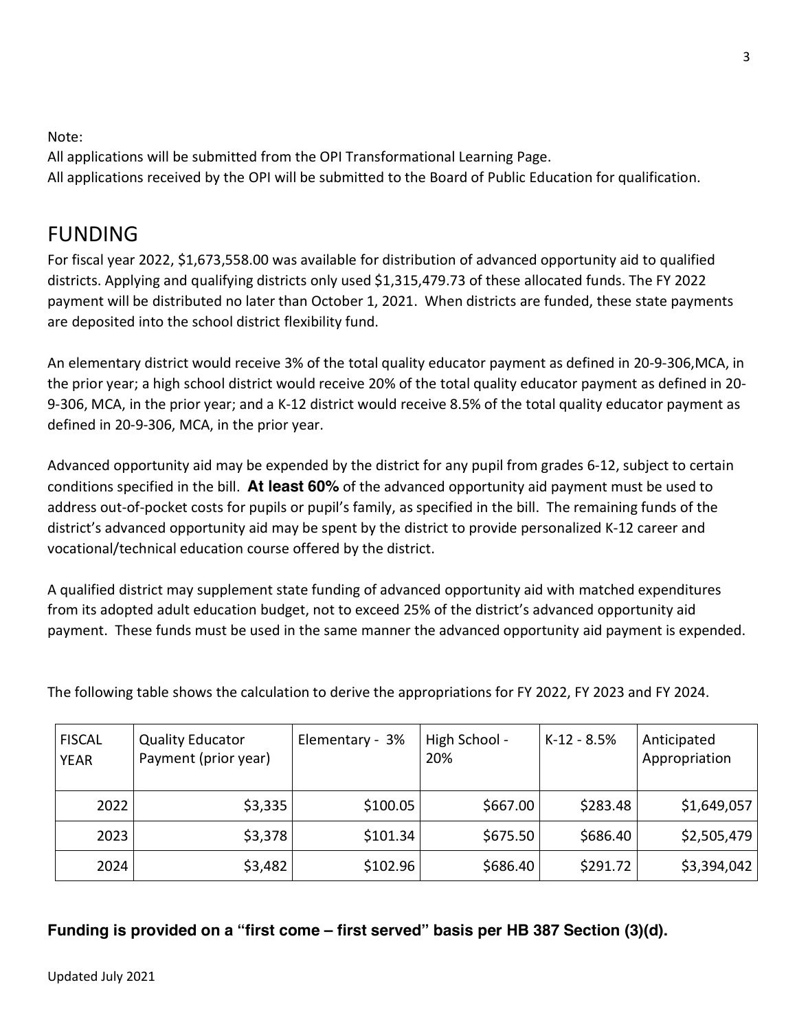Note:
All applications will be submitted from the OPI Transformational Learning Page.
All applications received by the OPI will be submitted to the Board of Public Education for qualification.

# FUNDING

For fiscal year 2022, $1,673,558.00 was available for distribution of advanced opportunity aid to qualified districts. Applying and qualifying districts only used $1,315,479.73 of these allocated funds. The FY 2022 payment will be distributed no later than October 1, 2021. When districts are funded, these state payments are deposited into the school district flexibility fund.

An elementary district would receive 3% of the total quality educator payment as defined in 20-9-306,MCA, in the prior year; a high school district would receive 20% of the total quality educator payment as defined in 20-9-306, MCA, in the prior year; and a K-12 district would receive 8.5% of the total quality educator payment as defined in 20-9-306, MCA, in the prior year.

Advanced opportunity aid may be expended by the district for any pupil from grades 6-12, subject to certain conditions specified in the bill. **At least 60%** of the advanced opportunity aid payment must be used to address out-of-pocket costs for pupils or pupil's family, as specified in the bill. The remaining funds of the district's advanced opportunity aid may be spent by the district to provide personalized K-12 career and vocational/technical education course offered by the district.

A qualified district may supplement state funding of advanced opportunity aid with matched expenditures from its adopted adult education budget, not to exceed 25% of the district's advanced opportunity aid payment. These funds must be used in the same manner the advanced opportunity aid payment is expended.

The following table shows the calculation to derive the appropriations for FY 2022, FY 2023 and FY 2024.

| FISCAL YEAR | Quality Educator Payment (prior year) | Elementary - 3% | High School - 20% | K-12 - 8.5% | Anticipated Appropriation |
|---|---|---|---|---|---|
| 2022 | $3,335 | $100.05 | $667.00 | $283.48 | $1,649,057 |
| 2023 | $3,378 | $101.34 | $675.50 | $686.40 | $2,505,479 |
| 2024 | $3,482 | $102.96 | $686.40 | $291.72 | $3,394,042 |

**Funding is provided on a "first come – first served" basis per HB 387 Section (3)(d).**

Updated July 2021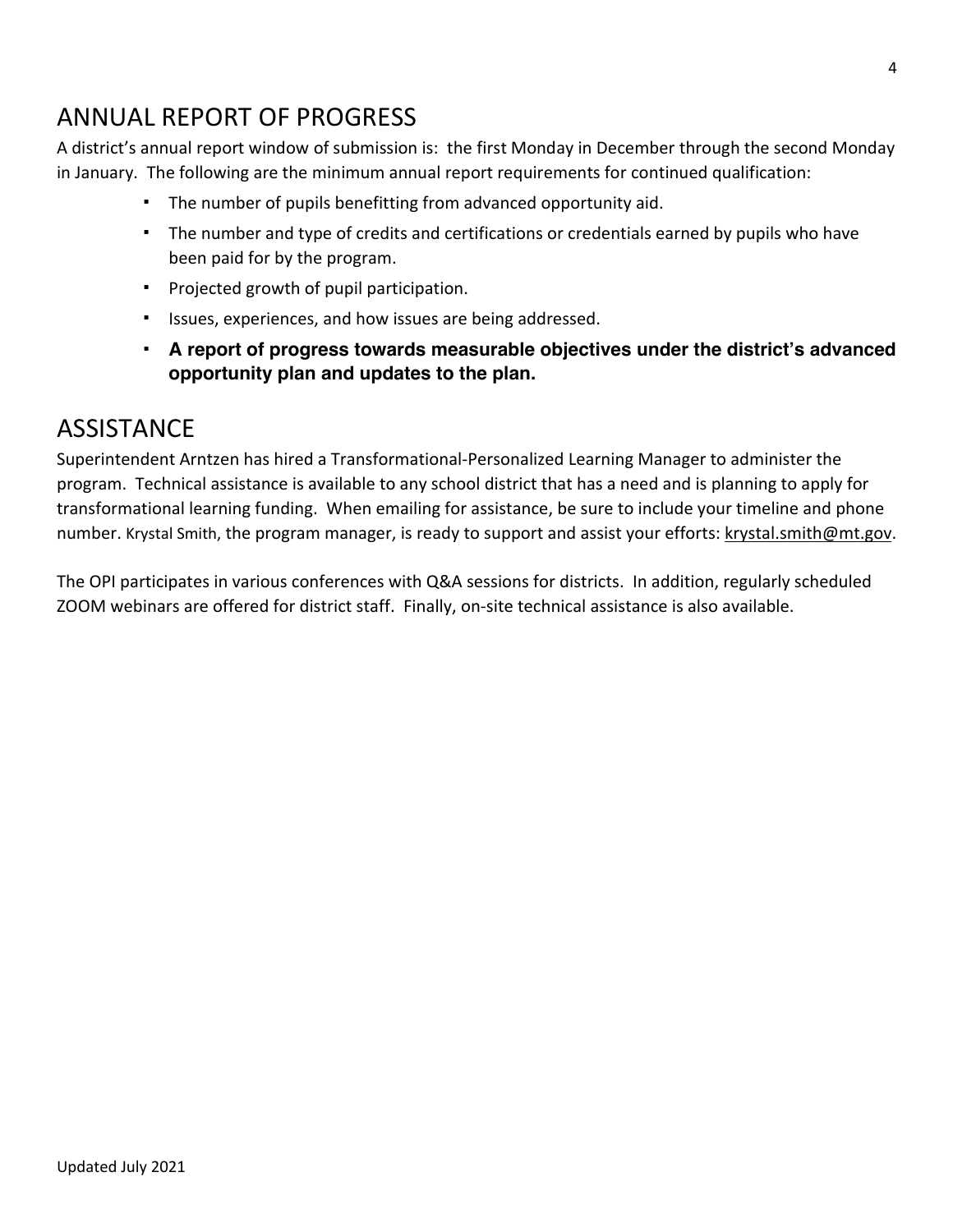## ANNUAL REPORT OF PROGRESS

A district's annual report window of submission is: the first Monday in December through the second Monday in January. The following are the minimum annual report requirements for continued qualification:

- The number of pupils benefitting from advanced opportunity aid.
- The number and type of credits and certifications or credentials earned by pupils who have been paid for by the program.
- Projected growth of pupil participation.
- Issues, experiences, and how issues are being addressed.
- **A report of progress towards measurable objectives under the district's advanced opportunity plan and updates to the plan.**

## ASSISTANCE

Superintendent Arntzen has hired a Transformational-Personalized Learning Manager to administer the program. Technical assistance is available to any school district that has a need and is planning to apply for transformational learning funding. When emailing for assistance, be sure to include your timeline and phone number. Krystal Smith, the program manager, is ready to support and assist your efforts: krystal.smith@mt.gov.

The OPI participates in various conferences with Q&A sessions for districts. In addition, regularly scheduled ZOOM webinars are offered for district staff. Finally, on-site technical assistance is also available.

Updated July 2021